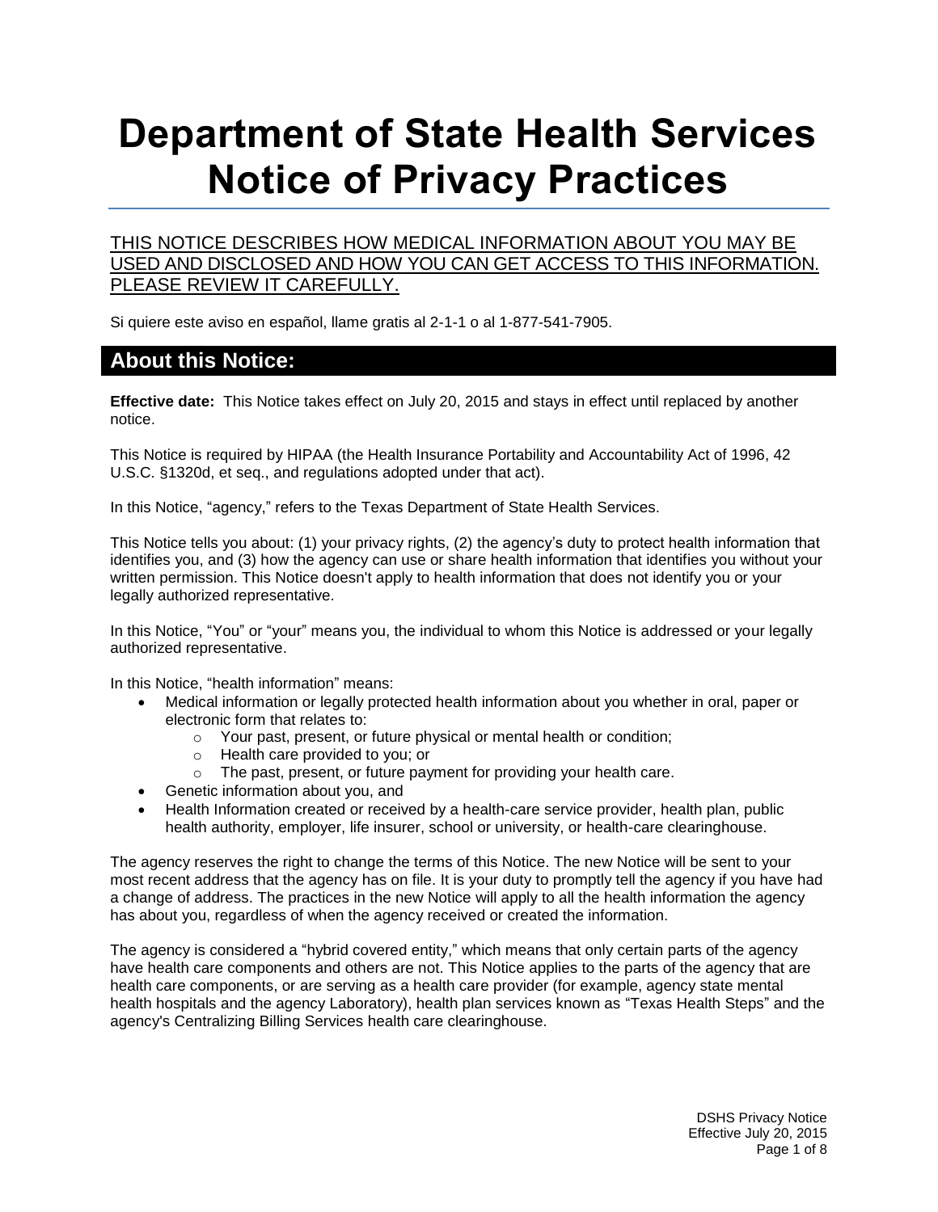# Department of State Health Services Notice of Privacy Practices

THIS NOTICE DESCRIBES HOW MEDICAL INFORMATION ABOUT YOU MAY BE USED AND DISCLOSED AND HOW YOU CAN GET ACCESS TO THIS INFORMATION. PLEASE REVIEW IT CAREFULLY.

Si quiere este aviso en español, llame gratis al 2-1-1 o al 1-877-541-7905.

## About this Notice:

**Effective date:** This Notice takes effect on July 20, 2015 and stays in effect until replaced by another notice.

This Notice is required by HIPAA (the Health Insurance Portability and Accountability Act of 1996, 42 U.S.C. §1320d, et seq., and regulations adopted under that act).

In this Notice, "agency," refers to the Texas Department of State Health Services.

This Notice tells you about: (1) your privacy rights, (2) the agency's duty to protect health information that identifies you, and (3) how the agency can use or share health information that identifies you without your written permission. This Notice doesn't apply to health information that does not identify you or your legally authorized representative.

In this Notice, "You" or "your" means you, the individual to whom this Notice is addressed or your legally authorized representative.

In this Notice, "health information" means:

- Medical information or legally protected health information about you whether in oral, paper or electronic form that relates to:
  - Your past, present, or future physical or mental health or condition;
  - Health care provided to you; or
  - The past, present, or future payment for providing your health care.
- Genetic information about you, and
- Health Information created or received by a health-care service provider, health plan, public health authority, employer, life insurer, school or university, or health-care clearinghouse.

The agency reserves the right to change the terms of this Notice. The new Notice will be sent to your most recent address that the agency has on file. It is your duty to promptly tell the agency if you have had a change of address. The practices in the new Notice will apply to all the health information the agency has about you, regardless of when the agency received or created the information.

The agency is considered a "hybrid covered entity," which means that only certain parts of the agency have health care components and others are not. This Notice applies to the parts of the agency that are health care components, or are serving as a health care provider (for example, agency state mental health hospitals and the agency Laboratory), health plan services known as "Texas Health Steps" and the agency's Centralizing Billing Services health care clearinghouse.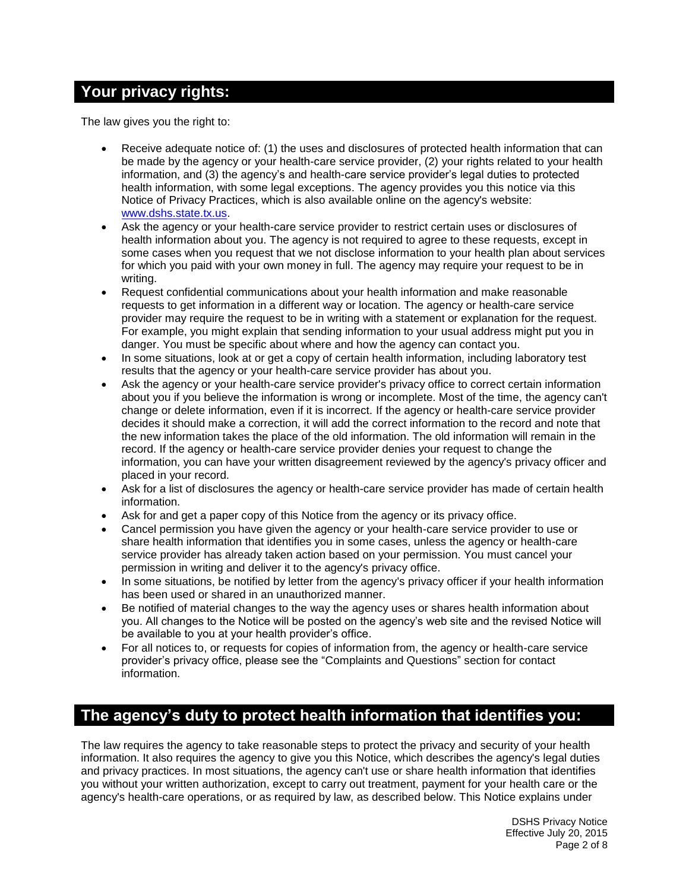## Your privacy rights:

The law gives you the right to:

- Receive adequate notice of: (1) the uses and disclosures of protected health information that can be made by the agency or your health-care service provider, (2) your rights related to your health information, and (3) the agency's and health-care service provider's legal duties to protected health information, with some legal exceptions. The agency provides you this notice via this Notice of Privacy Practices, which is also available online on the agency's website: [www.dshs.state.tx.us](http://www.dshs.state.tx.us).
- Ask the agency or your health-care service provider to restrict certain uses or disclosures of health information about you. The agency is not required to agree to these requests, except in some cases when you request that we not disclose information to your health plan about services for which you paid with your own money in full. The agency may require your request to be in writing.
- Request confidential communications about your health information and make reasonable requests to get information in a different way or location. The agency or health-care service provider may require the request to be in writing with a statement or explanation for the request. For example, you might explain that sending information to your usual address might put you in danger. You must be specific about where and how the agency can contact you.
- In some situations, look at or get a copy of certain health information, including laboratory test results that the agency or your health-care service provider has about you.
- Ask the agency or your health-care service provider's privacy office to correct certain information about you if you believe the information is wrong or incomplete. Most of the time, the agency can't change or delete information, even if it is incorrect. If the agency or health-care service provider decides it should make a correction, it will add the correct information to the record and note that the new information takes the place of the old information. The old information will remain in the record. If the agency or health-care service provider denies your request to change the information, you can have your written disagreement reviewed by the agency's privacy officer and placed in your record.
- Ask for a list of disclosures the agency or health-care service provider has made of certain health information.
- Ask for and get a paper copy of this Notice from the agency or its privacy office.
- Cancel permission you have given the agency or your health-care service provider to use or share health information that identifies you in some cases, unless the agency or health-care service provider has already taken action based on your permission. You must cancel your permission in writing and deliver it to the agency's privacy office.
- In some situations, be notified by letter from the agency's privacy officer if your health information has been used or shared in an unauthorized manner.
- Be notified of material changes to the way the agency uses or shares health information about you. All changes to the Notice will be posted on the agency's web site and the revised Notice will be available to you at your health provider's office.
- For all notices to, or requests for copies of information from, the agency or health-care service provider's privacy office, please see the "Complaints and Questions" section for contact information.

## The agency's duty to protect health information that identifies you:

The law requires the agency to take reasonable steps to protect the privacy and security of your health information. It also requires the agency to give you this Notice, which describes the agency's legal duties and privacy practices. In most situations, the agency can't use or share health information that identifies you without your written authorization, except to carry out treatment, payment for your health care or the agency's health-care operations, or as required by law, as described below. This Notice explains under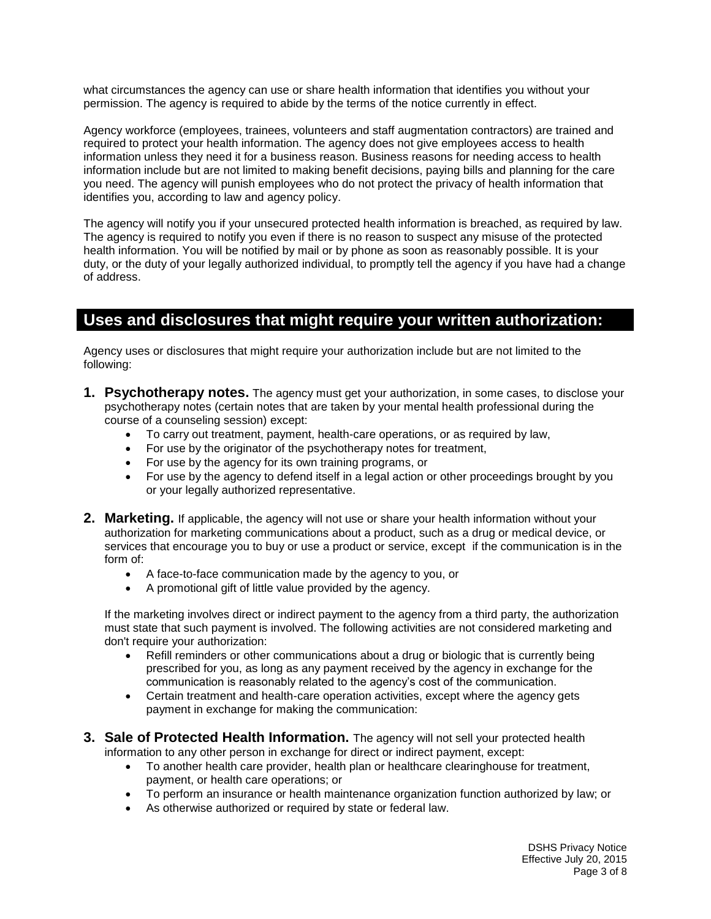what circumstances the agency can use or share health information that identifies you without your permission. The agency is required to abide by the terms of the notice currently in effect.

Agency workforce (employees, trainees, volunteers and staff augmentation contractors) are trained and required to protect your health information. The agency does not give employees access to health information unless they need it for a business reason. Business reasons for needing access to health information include but are not limited to making benefit decisions, paying bills and planning for the care you need. The agency will punish employees who do not protect the privacy of health information that identifies you, according to law and agency policy.

The agency will notify you if your unsecured protected health information is breached, as required by law. The agency is required to notify you even if there is no reason to suspect any misuse of the protected health information. You will be notified by mail or by phone as soon as reasonably possible. It is your duty, or the duty of your legally authorized individual, to promptly tell the agency if you have had a change of address.

## Uses and disclosures that might require your written authorization:

Agency uses or disclosures that might require your authorization include but are not limited to the following:

1. **Psychotherapy notes.** The agency must get your authorization, in some cases, to disclose your psychotherapy notes (certain notes that are taken by your mental health professional during the course of a counseling session) except:
   - To carry out treatment, payment, health-care operations, or as required by law,
   - For use by the originator of the psychotherapy notes for treatment,
   - For use by the agency for its own training programs, or
   - For use by the agency to defend itself in a legal action or other proceedings brought by you or your legally authorized representative.

2. **Marketing.** If applicable, the agency will not use or share your health information without your authorization for marketing communications about a product, such as a drug or medical device, or services that encourage you to buy or use a product or service, except if the communication is in the form of:
   - A face-to-face communication made by the agency to you, or
   - A promotional gift of little value provided by the agency.

   If the marketing involves direct or indirect payment to the agency from a third party, the authorization must state that such payment is involved. The following activities are not considered marketing and don't require your authorization:
   - Refill reminders or other communications about a drug or biologic that is currently being prescribed for you, as long as any payment received by the agency in exchange for the communication is reasonably related to the agency's cost of the communication.
   - Certain treatment and health-care operation activities, except where the agency gets payment in exchange for making the communication:

3. **Sale of Protected Health Information.** The agency will not sell your protected health information to any other person in exchange for direct or indirect payment, except:
   - To another health care provider, health plan or healthcare clearinghouse for treatment, payment, or health care operations; or
   - To perform an insurance or health maintenance organization function authorized by law; or
   - As otherwise authorized or required by state or federal law.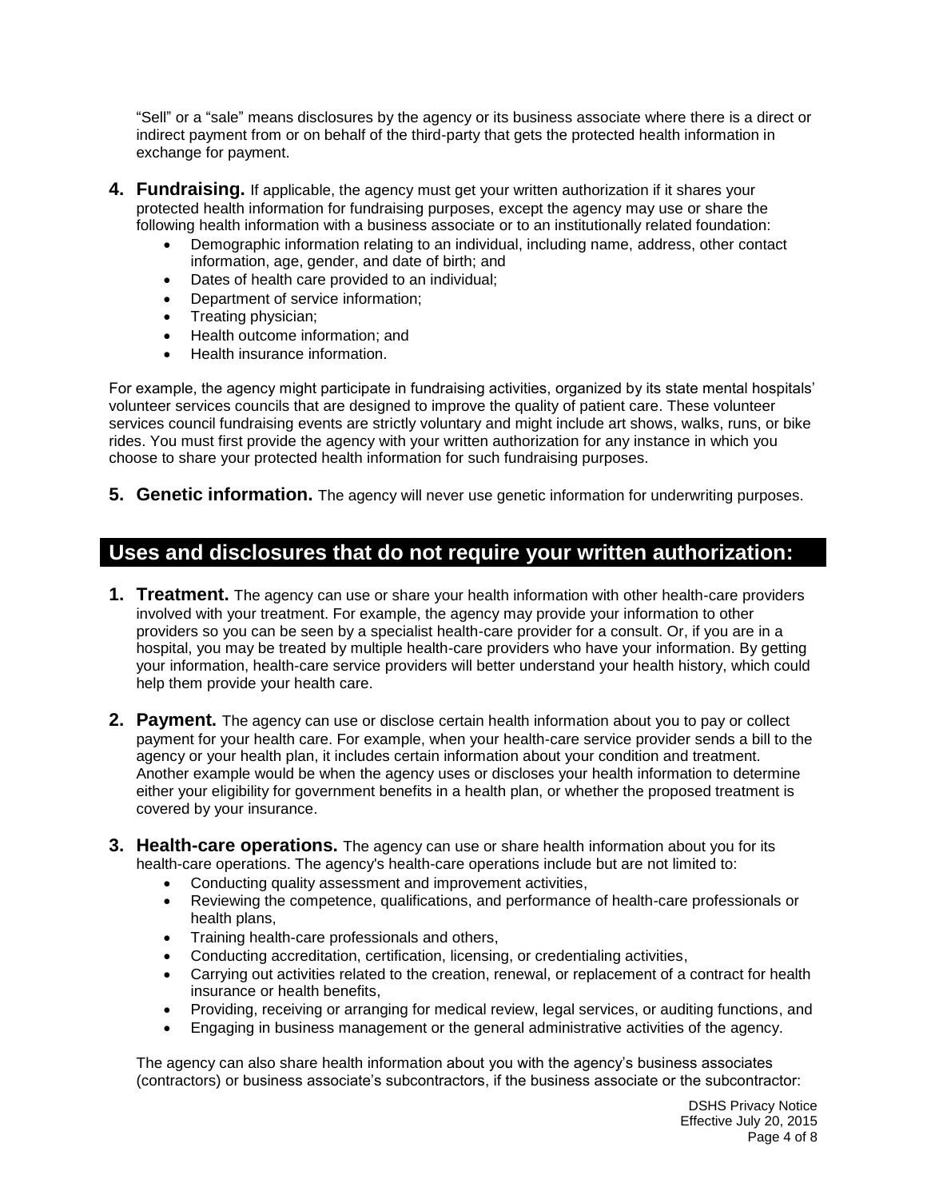"Sell" or a "sale" means disclosures by the agency or its business associate where there is a direct or indirect payment from or on behalf of the third-party that gets the protected health information in exchange for payment.

4. **Fundraising.** If applicable, the agency must get your written authorization if it shares your protected health information for fundraising purposes, except the agency may use or share the following health information with a business associate or to an institutionally related foundation:
    - Demographic information relating to an individual, including name, address, other contact information, age, gender, and date of birth; and
    - Dates of health care provided to an individual;
    - Department of service information;
    - Treating physician;
    - Health outcome information; and
    - Health insurance information.

For example, the agency might participate in fundraising activities, organized by its state mental hospitals' volunteer services councils that are designed to improve the quality of patient care. These volunteer services council fundraising events are strictly voluntary and might include art shows, walks, runs, or bike rides. You must first provide the agency with your written authorization for any instance in which you choose to share your protected health information for such fundraising purposes.

5. **Genetic information.** The agency will never use genetic information for underwriting purposes.

## Uses and disclosures that do not require your written authorization:

1. **Treatment.** The agency can use or share your health information with other health-care providers involved with your treatment. For example, the agency may provide your information to other providers so you can be seen by a specialist health-care provider for a consult. Or, if you are in a hospital, you may be treated by multiple health-care providers who have your information. By getting your information, health-care service providers will better understand your health history, which could help them provide your health care.

2. **Payment.** The agency can use or disclose certain health information about you to pay or collect payment for your health care. For example, when your health-care service provider sends a bill to the agency or your health plan, it includes certain information about your condition and treatment. Another example would be when the agency uses or discloses your health information to determine either your eligibility for government benefits in a health plan, or whether the proposed treatment is covered by your insurance.

3. **Health-care operations.** The agency can use or share health information about you for its health-care operations. The agency's health-care operations include but are not limited to:
    - Conducting quality assessment and improvement activities,
    - Reviewing the competence, qualifications, and performance of health-care professionals or health plans,
    - Training health-care professionals and others,
    - Conducting accreditation, certification, licensing, or credentialing activities,
    - Carrying out activities related to the creation, renewal, or replacement of a contract for health insurance or health benefits,
    - Providing, receiving or arranging for medical review, legal services, or auditing functions, and
    - Engaging in business management or the general administrative activities of the agency.

    The agency can also share health information about you with the agency's business associates (contractors) or business associate's subcontractors, if the business associate or the subcontractor: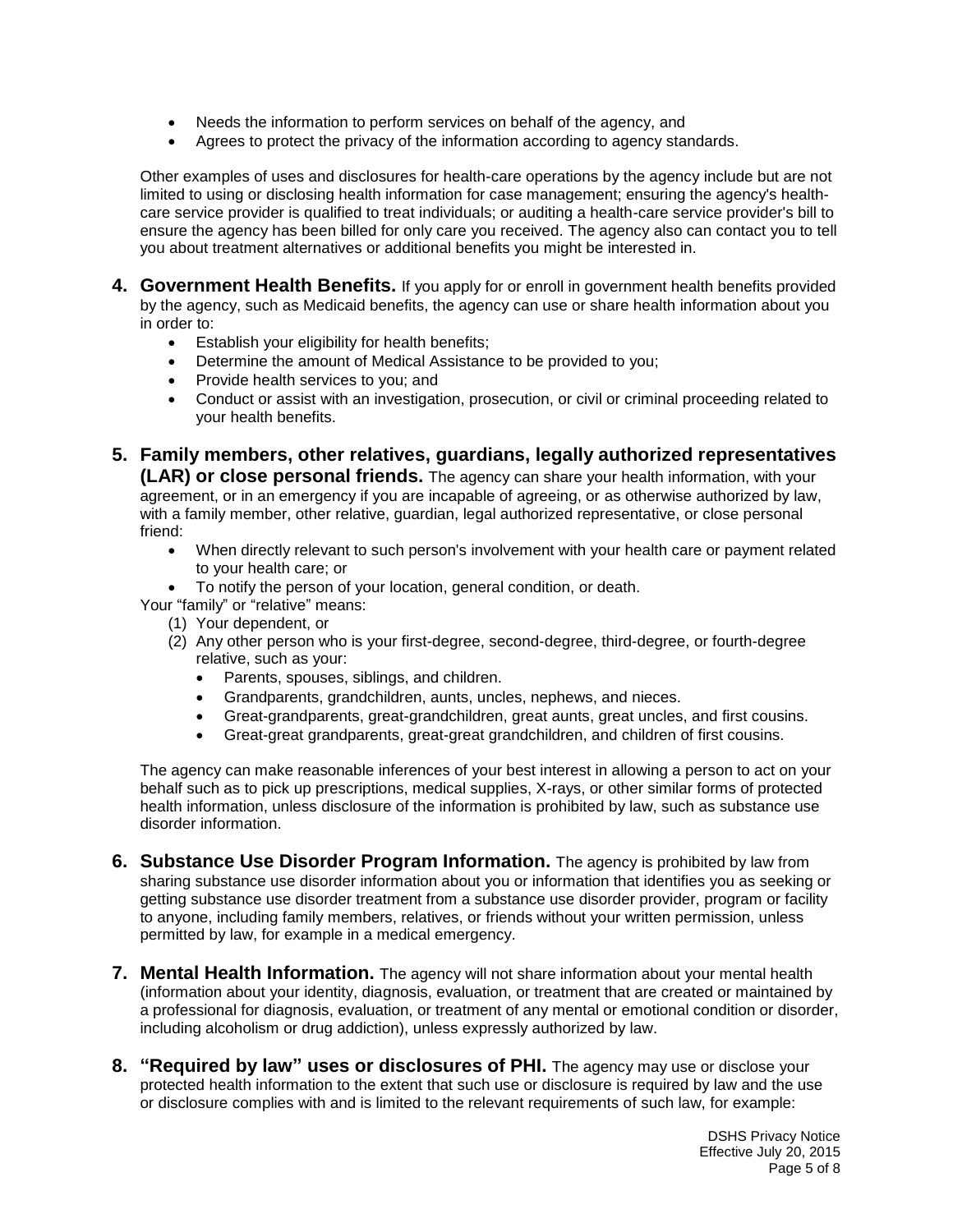- Needs the information to perform services on behalf of the agency, and
- Agrees to protect the privacy of the information according to agency standards.

Other examples of uses and disclosures for health-care operations by the agency include but are not limited to using or disclosing health information for case management; ensuring the agency's health-care service provider is qualified to treat individuals; or auditing a health-care service provider's bill to ensure the agency has been billed for only care you received. The agency also can contact you to tell you about treatment alternatives or additional benefits you might be interested in.

4. **Government Health Benefits.** If you apply for or enroll in government health benefits provided by the agency, such as Medicaid benefits, the agency can use or share health information about you in order to:
   - Establish your eligibility for health benefits;
   - Determine the amount of Medical Assistance to be provided to you;
   - Provide health services to you; and
   - Conduct or assist with an investigation, prosecution, or civil or criminal proceeding related to your health benefits.

5. **Family members, other relatives, guardians, legally authorized representatives (LAR) or close personal friends.** The agency can share your health information, with your agreement, or in an emergency if you are incapable of agreeing, or as otherwise authorized by law, with a family member, other relative, guardian, legal authorized representative, or close personal friend:
   - When directly relevant to such person's involvement with your health care or payment related to your health care; or
   - To notify the person of your location, general condition, or death.

   Your "family" or "relative" means:
   (1) Your dependent, or
   (2) Any other person who is your first-degree, second-degree, third-degree, or fourth-degree relative, such as your:
      - Parents, spouses, siblings, and children.
      - Grandparents, grandchildren, aunts, uncles, nephews, and nieces.
      - Great-grandparents, great-grandchildren, great aunts, great uncles, and first cousins.
      - Great-great grandparents, great-great grandchildren, and children of first cousins.

   The agency can make reasonable inferences of your best interest in allowing a person to act on your behalf such as to pick up prescriptions, medical supplies, X-rays, or other similar forms of protected health information, unless disclosure of the information is prohibited by law, such as substance use disorder information.

6. **Substance Use Disorder Program Information.** The agency is prohibited by law from sharing substance use disorder information about you or information that identifies you as seeking or getting substance use disorder treatment from a substance use disorder provider, program or facility to anyone, including family members, relatives, or friends without your written permission, unless permitted by law, for example in a medical emergency.

7. **Mental Health Information.** The agency will not share information about your mental health (information about your identity, diagnosis, evaluation, or treatment that are created or maintained by a professional for diagnosis, evaluation, or treatment of any mental or emotional condition or disorder, including alcoholism or drug addiction), unless expressly authorized by law.

8. **"Required by law" uses or disclosures of PHI.** The agency may use or disclose your protected health information to the extent that such use or disclosure is required by law and the use or disclosure complies with and is limited to the relevant requirements of such law, for example: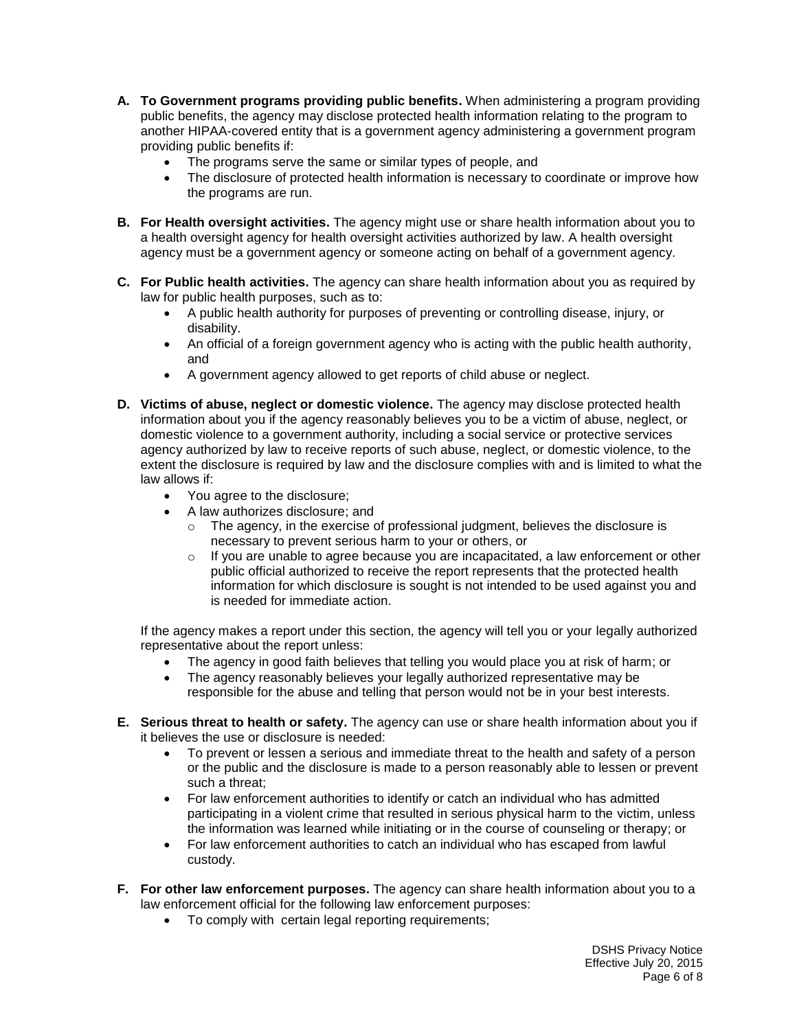**A. To Government programs providing public benefits.** When administering a program providing public benefits, the agency may disclose protected health information relating to the program to another HIPAA-covered entity that is a government agency administering a government program providing public benefits if:

- The programs serve the same or similar types of people, and
- The disclosure of protected health information is necessary to coordinate or improve how the programs are run.

**B. For Health oversight activities.** The agency might use or share health information about you to a health oversight agency for health oversight activities authorized by law. A health oversight agency must be a government agency or someone acting on behalf of a government agency.

**C. For Public health activities.** The agency can share health information about you as required by law for public health purposes, such as to:

- A public health authority for purposes of preventing or controlling disease, injury, or disability.
- An official of a foreign government agency who is acting with the public health authority, and
- A government agency allowed to get reports of child abuse or neglect.

**D. Victims of abuse, neglect or domestic violence.** The agency may disclose protected health information about you if the agency reasonably believes you to be a victim of abuse, neglect, or domestic violence to a government authority, including a social service or protective services agency authorized by law to receive reports of such abuse, neglect, or domestic violence, to the extent the disclosure is required by law and the disclosure complies with and is limited to what the law allows if:

- You agree to the disclosure;
- A law authorizes disclosure; and
  - The agency, in the exercise of professional judgment, believes the disclosure is necessary to prevent serious harm to your or others, or
  - If you are unable to agree because you are incapacitated, a law enforcement or other public official authorized to receive the report represents that the protected health information for which disclosure is sought is not intended to be used against you and is needed for immediate action.

If the agency makes a report under this section, the agency will tell you or your legally authorized representative about the report unless:

- The agency in good faith believes that telling you would place you at risk of harm; or
- The agency reasonably believes your legally authorized representative may be responsible for the abuse and telling that person would not be in your best interests.

**E. Serious threat to health or safety.** The agency can use or share health information about you if it believes the use or disclosure is needed:

- To prevent or lessen a serious and immediate threat to the health and safety of a person or the public and the disclosure is made to a person reasonably able to lessen or prevent such a threat;
- For law enforcement authorities to identify or catch an individual who has admitted participating in a violent crime that resulted in serious physical harm to the victim, unless the information was learned while initiating or in the course of counseling or therapy; or
- For law enforcement authorities to catch an individual who has escaped from lawful custody.

**F. For other law enforcement purposes.** The agency can share health information about you to a law enforcement official for the following law enforcement purposes:

- To comply with certain legal reporting requirements;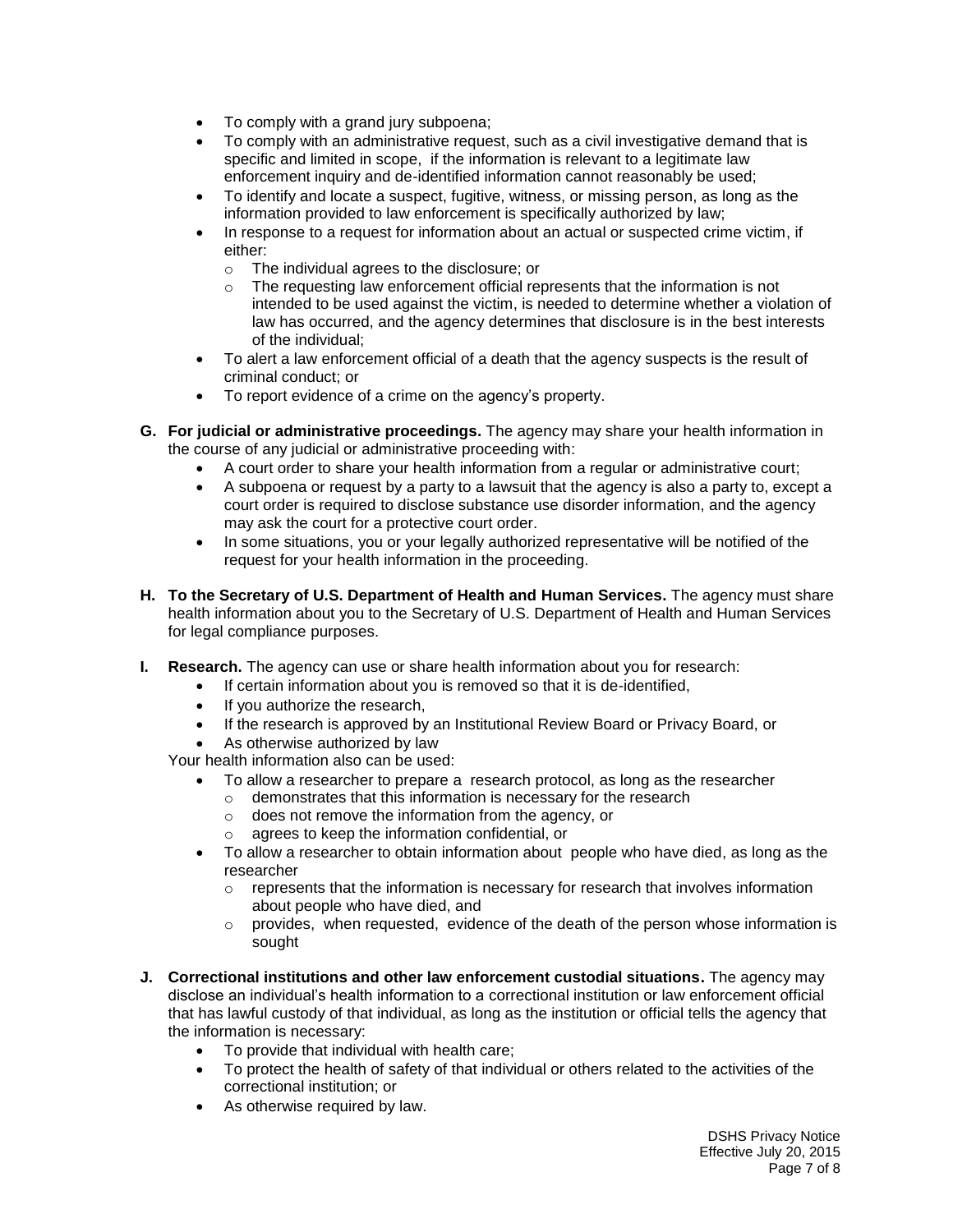- To comply with a grand jury subpoena;
- To comply with an administrative request, such as a civil investigative demand that is specific and limited in scope, if the information is relevant to a legitimate law enforcement inquiry and de-identified information cannot reasonably be used;
- To identify and locate a suspect, fugitive, witness, or missing person, as long as the information provided to law enforcement is specifically authorized by law;
- In response to a request for information about an actual or suspected crime victim, if either:
  - The individual agrees to the disclosure; or
  - The requesting law enforcement official represents that the information is not intended to be used against the victim, is needed to determine whether a violation of law has occurred, and the agency determines that disclosure is in the best interests of the individual;
- To alert a law enforcement official of a death that the agency suspects is the result of criminal conduct; or
- To report evidence of a crime on the agency's property.

**G. For judicial or administrative proceedings.** The agency may share your health information in the course of any judicial or administrative proceeding with:

- A court order to share your health information from a regular or administrative court;
- A subpoena or request by a party to a lawsuit that the agency is also a party to, except a court order is required to disclose substance use disorder information, and the agency may ask the court for a protective court order.
- In some situations, you or your legally authorized representative will be notified of the request for your health information in the proceeding.

**H. To the Secretary of U.S. Department of Health and Human Services.** The agency must share health information about you to the Secretary of U.S. Department of Health and Human Services for legal compliance purposes.

**I. Research.** The agency can use or share health information about you for research:

- If certain information about you is removed so that it is de-identified,
- If you authorize the research,
- If the research is approved by an Institutional Review Board or Privacy Board, or
- As otherwise authorized by law

Your health information also can be used:

- To allow a researcher to prepare a research protocol, as long as the researcher
  - demonstrates that this information is necessary for the research
  - does not remove the information from the agency, or
  - agrees to keep the information confidential, or
- To allow a researcher to obtain information about people who have died, as long as the researcher
  - represents that the information is necessary for research that involves information about people who have died, and
  - provides, when requested, evidence of the death of the person whose information is sought

**J. Correctional institutions and other law enforcement custodial situations.** The agency may disclose an individual's health information to a correctional institution or law enforcement official that has lawful custody of that individual, as long as the institution or official tells the agency that the information is necessary:

- To provide that individual with health care;
- To protect the health of safety of that individual or others related to the activities of the correctional institution; or
- As otherwise required by law.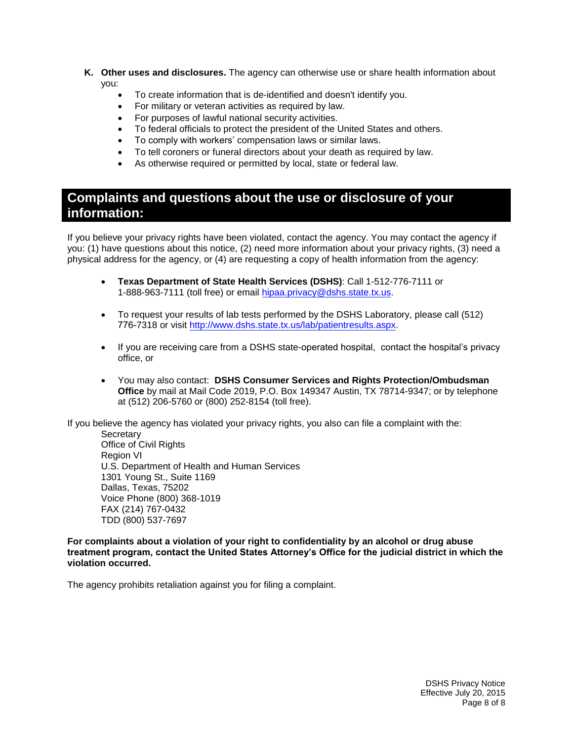**K. Other uses and disclosures.** The agency can otherwise use or share health information about you:

- To create information that is de-identified and doesn't identify you.
- For military or veteran activities as required by law.
- For purposes of lawful national security activities.
- To federal officials to protect the president of the United States and others.
- To comply with workers' compensation laws or similar laws.
- To tell coroners or funeral directors about your death as required by law.
- As otherwise required or permitted by local, state or federal law.

## Complaints and questions about the use or disclosure of your information:

If you believe your privacy rights have been violated, contact the agency. You may contact the agency if you: (1) have questions about this notice, (2) need more information about your privacy rights, (3) need a physical address for the agency, or (4) are requesting a copy of health information from the agency:

- **Texas Department of State Health Services (DSHS)**: Call 1-512-776-7111 or 1-888-963-7111 (toll free) or email hipaa.privacy@dshs.state.tx.us.

- To request your results of lab tests performed by the DSHS Laboratory, please call (512) 776-7318 or visit http://www.dshs.state.tx.us/lab/patientresults.aspx.

- If you are receiving care from a DSHS state-operated hospital, contact the hospital's privacy office, or

- You may also contact: **DSHS Consumer Services and Rights Protection/Ombudsman Office** by mail at Mail Code 2019, P.O. Box 149347 Austin, TX 78714-9347; or by telephone at (512) 206-5760 or (800) 252-8154 (toll free).

If you believe the agency has violated your privacy rights, you also can file a complaint with the:

Secretary
Office of Civil Rights
Region VI
U.S. Department of Health and Human Services
1301 Young St., Suite 1169
Dallas, Texas, 75202
Voice Phone (800) 368-1019
FAX (214) 767-0432
TDD (800) 537-7697

**For complaints about a violation of your right to confidentiality by an alcohol or drug abuse treatment program, contact the United States Attorney's Office for the judicial district in which the violation occurred.**

The agency prohibits retaliation against you for filing a complaint.